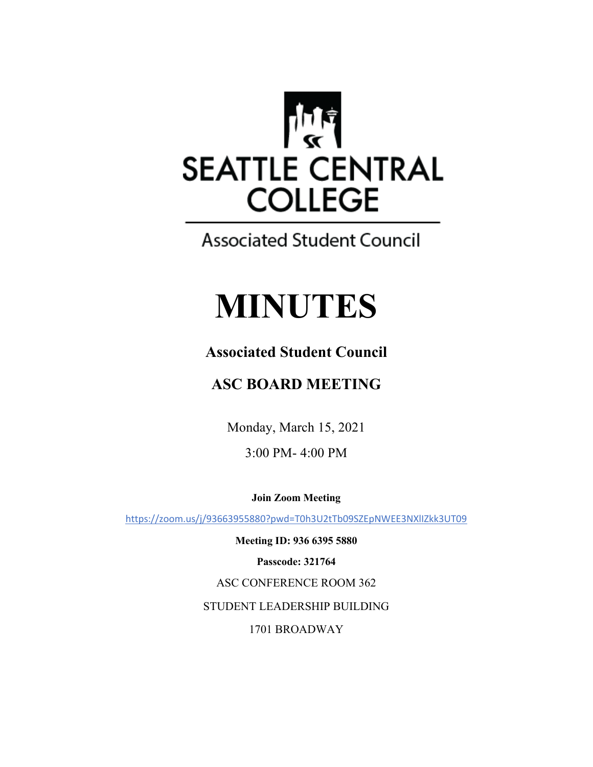SEATTLE CENTRAL COLLEGE

Associated Student Council

# MINUTES

## Associated Student Council

## ASC BOARD MEETING

Monday, March 15, 2021

3:00 PM- 4:00 PM

**Join Zoom Meeting**

https://zoom.us/j/93663955880?pwd=T0h3U2tTb09SZEpNWEE3NXlIZkk3UT09

**Meeting ID: 936 6395 5880**

**Passcode: 321764**

ASC CONFERENCE ROOM 362

STUDENT LEADERSHIP BUILDING

1701 BROADWAY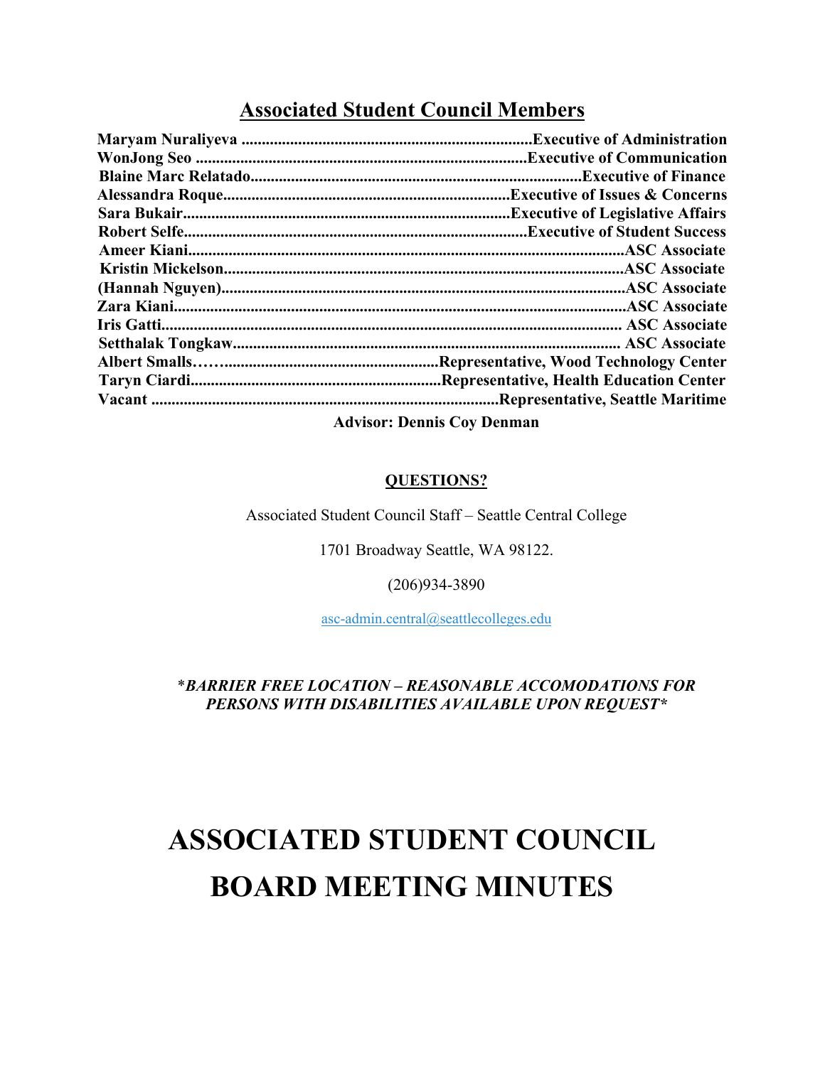## Associated Student Council Members

**Maryam Nuraliyeva .......................................................................Executive of Administration**
**WonJong Seo .................................................................................Executive of Communication**
**Blaine Marc Relatado.................................................................................Executive of Finance**
**Alessandra Roque.......................................................................Executive of Issues & Concerns**
**Sara Bukair.................................................................................Executive of Legislative Affairs**
**Robert Selfe....................................................................................Executive of Student Success**
**Ameer Kiani..........................................................................................................ASC Associate**
**Kristin Mickelson.................................................................................................ASC Associate**
**(Hannah Nguyen)..................................................................................................ASC Associate**
**Zara Kiani...............................................................................................................ASC Associate**
**Iris Gatti................................................................................................................. ASC Associate**
**Setthalak Tongkaw................................................................................................ ASC Associate**
**Albert Smalls…….....................................................Representative, Wood Technology Center**
**Taryn Ciardi.............................................................Representative, Health Education Center**
**Vacant ....................................................................................Representative, Seattle Maritime**

**Advisor: Dennis Coy Denman**

**QUESTIONS?**

Associated Student Council Staff – Seattle Central College

1701 Broadway Seattle, WA 98122.

(206)934-3890

asc-admin.central@seattlecolleges.edu

*\*BARRIER FREE LOCATION – REASONABLE ACCOMODATIONS FOR PERSONS WITH DISABILITIES AVAILABLE UPON REQUEST\**

# ASSOCIATED STUDENT COUNCIL BOARD MEETING MINUTES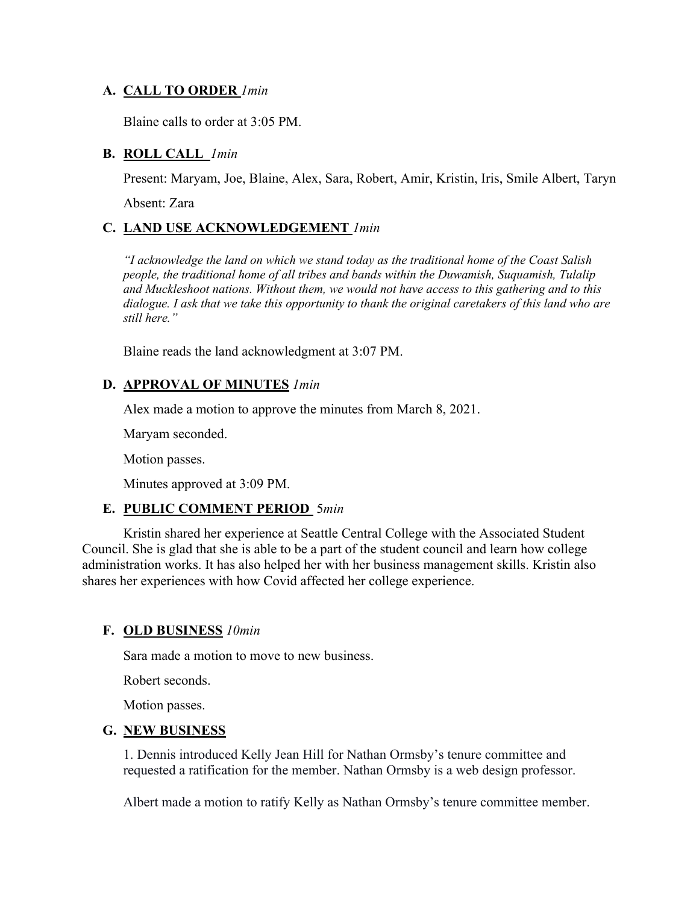### A. **CALL TO ORDER** *1min*

Blaine calls to order at 3:05 PM.

### B. **ROLL CALL** *1min*

Present: Maryam, Joe, Blaine, Alex, Sara, Robert, Amir, Kristin, Iris, Smile Albert, Taryn

Absent: Zara

### C. **LAND USE ACKNOWLEDGEMENT** *1min*

*"I acknowledge the land on which we stand today as the traditional home of the Coast Salish people, the traditional home of all tribes and bands within the Duwamish, Suquamish, Tulalip and Muckleshoot nations. Without them, we would not have access to this gathering and to this dialogue. I ask that we take this opportunity to thank the original caretakers of this land who are still here."*

Blaine reads the land acknowledgment at 3:07 PM.

### D. **APPROVAL OF MINUTES** *1min*

Alex made a motion to approve the minutes from March 8, 2021.

Maryam seconded.

Motion passes.

Minutes approved at 3:09 PM.

### E. **PUBLIC COMMENT PERIOD** 5*min*

Kristin shared her experience at Seattle Central College with the Associated Student Council. She is glad that she is able to be a part of the student council and learn how college administration works. It has also helped her with her business management skills. Kristin also shares her experiences with how Covid affected her college experience.

### F. **OLD BUSINESS** *10min*

Sara made a motion to move to new business.

Robert seconds.

Motion passes.

### G. **NEW BUSINESS**

1. Dennis introduced Kelly Jean Hill for Nathan Ormsby's tenure committee and requested a ratification for the member. Nathan Ormsby is a web design professor.

Albert made a motion to ratify Kelly as Nathan Ormsby's tenure committee member.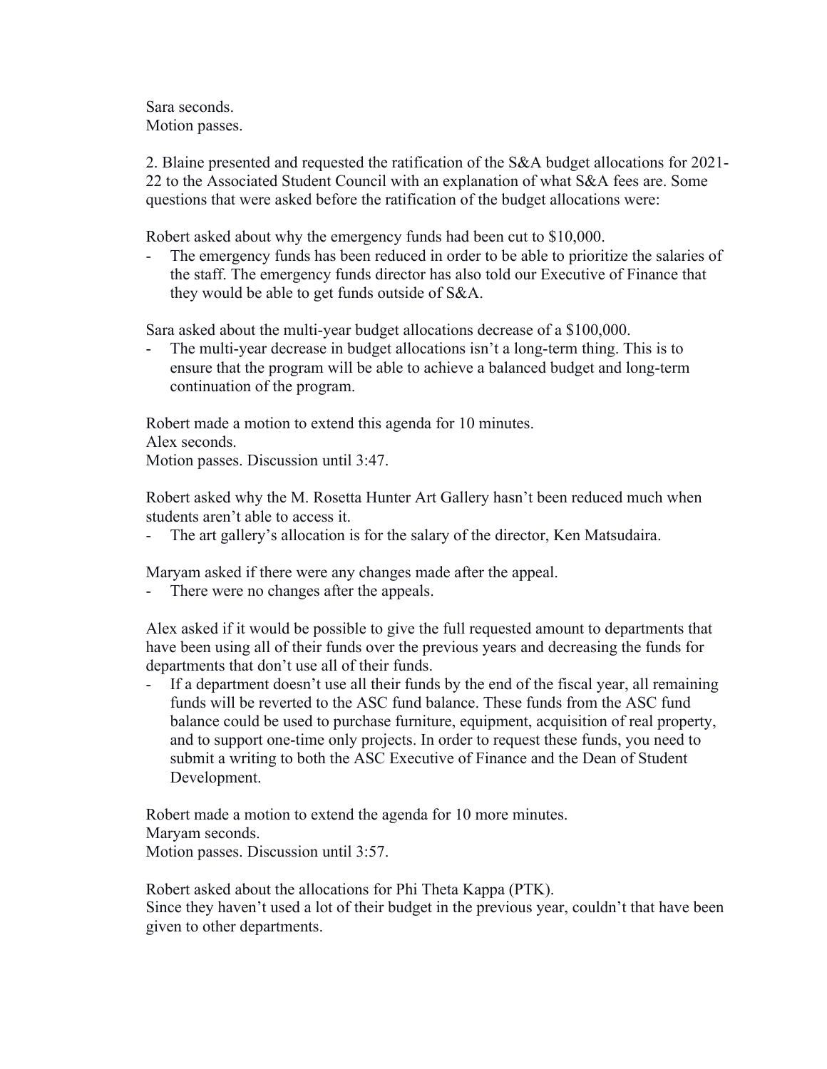Sara seconds.
Motion passes.

2. Blaine presented and requested the ratification of the S&A budget allocations for 2021-22 to the Associated Student Council with an explanation of what S&A fees are. Some questions that were asked before the ratification of the budget allocations were:

Robert asked about why the emergency funds had been cut to $10,000.

- The emergency funds has been reduced in order to be able to prioritize the salaries of the staff. The emergency funds director has also told our Executive of Finance that they would be able to get funds outside of S&A.

Sara asked about the multi-year budget allocations decrease of a $100,000.

- The multi-year decrease in budget allocations isn't a long-term thing. This is to ensure that the program will be able to achieve a balanced budget and long-term continuation of the program.

Robert made a motion to extend this agenda for 10 minutes.
Alex seconds.
Motion passes. Discussion until 3:47.

Robert asked why the M. Rosetta Hunter Art Gallery hasn't been reduced much when students aren't able to access it.

- The art gallery's allocation is for the salary of the director, Ken Matsudaira.

Maryam asked if there were any changes made after the appeal.

- There were no changes after the appeals.

Alex asked if it would be possible to give the full requested amount to departments that have been using all of their funds over the previous years and decreasing the funds for departments that don't use all of their funds.

- If a department doesn't use all their funds by the end of the fiscal year, all remaining funds will be reverted to the ASC fund balance. These funds from the ASC fund balance could be used to purchase furniture, equipment, acquisition of real property, and to support one-time only projects. In order to request these funds, you need to submit a writing to both the ASC Executive of Finance and the Dean of Student Development.

Robert made a motion to extend the agenda for 10 more minutes.
Maryam seconds.
Motion passes. Discussion until 3:57.

Robert asked about the allocations for Phi Theta Kappa (PTK).
Since they haven't used a lot of their budget in the previous year, couldn't that have been given to other departments.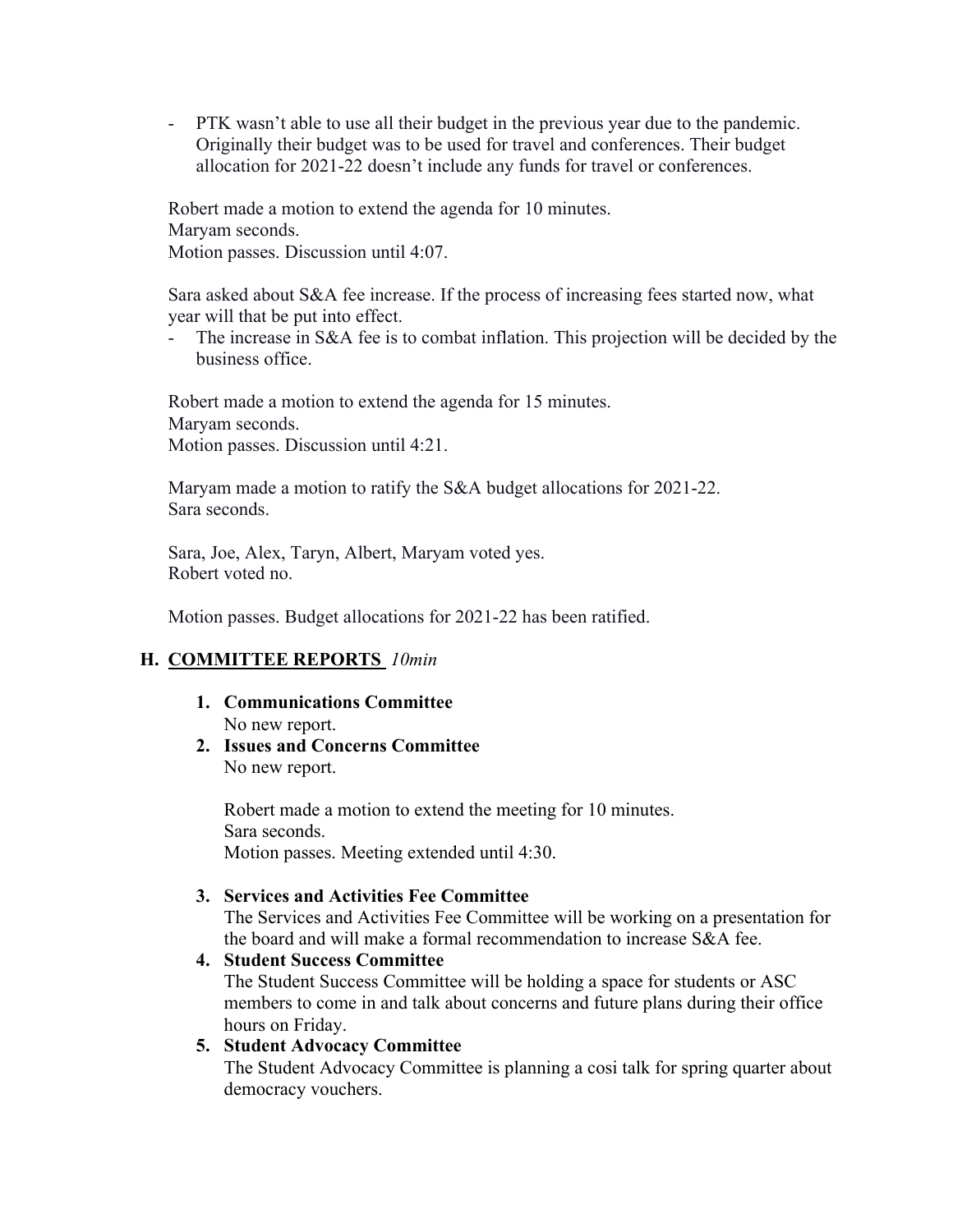- PTK wasn't able to use all their budget in the previous year due to the pandemic. Originally their budget was to be used for travel and conferences. Their budget allocation for 2021-22 doesn't include any funds for travel or conferences.

Robert made a motion to extend the agenda for 10 minutes.
Maryam seconds.
Motion passes. Discussion until 4:07.

Sara asked about S&A fee increase. If the process of increasing fees started now, what year will that be put into effect.

- The increase in S&A fee is to combat inflation. This projection will be decided by the business office.

Robert made a motion to extend the agenda for 15 minutes.
Maryam seconds.
Motion passes. Discussion until 4:21.

Maryam made a motion to ratify the S&A budget allocations for 2021-22.
Sara seconds.

Sara, Joe, Alex, Taryn, Albert, Maryam voted yes.
Robert voted no.

Motion passes. Budget allocations for 2021-22 has been ratified.

## H. COMMITTEE REPORTS *10min*

1. **Communications Committee**
   No new report.
2. **Issues and Concerns Committee**
   No new report.

   Robert made a motion to extend the meeting for 10 minutes.
   Sara seconds.
   Motion passes. Meeting extended until 4:30.

3. **Services and Activities Fee Committee**
   The Services and Activities Fee Committee will be working on a presentation for the board and will make a formal recommendation to increase S&A fee.
4. **Student Success Committee**
   The Student Success Committee will be holding a space for students or ASC members to come in and talk about concerns and future plans during their office hours on Friday.
5. **Student Advocacy Committee**
   The Student Advocacy Committee is planning a cosi talk for spring quarter about democracy vouchers.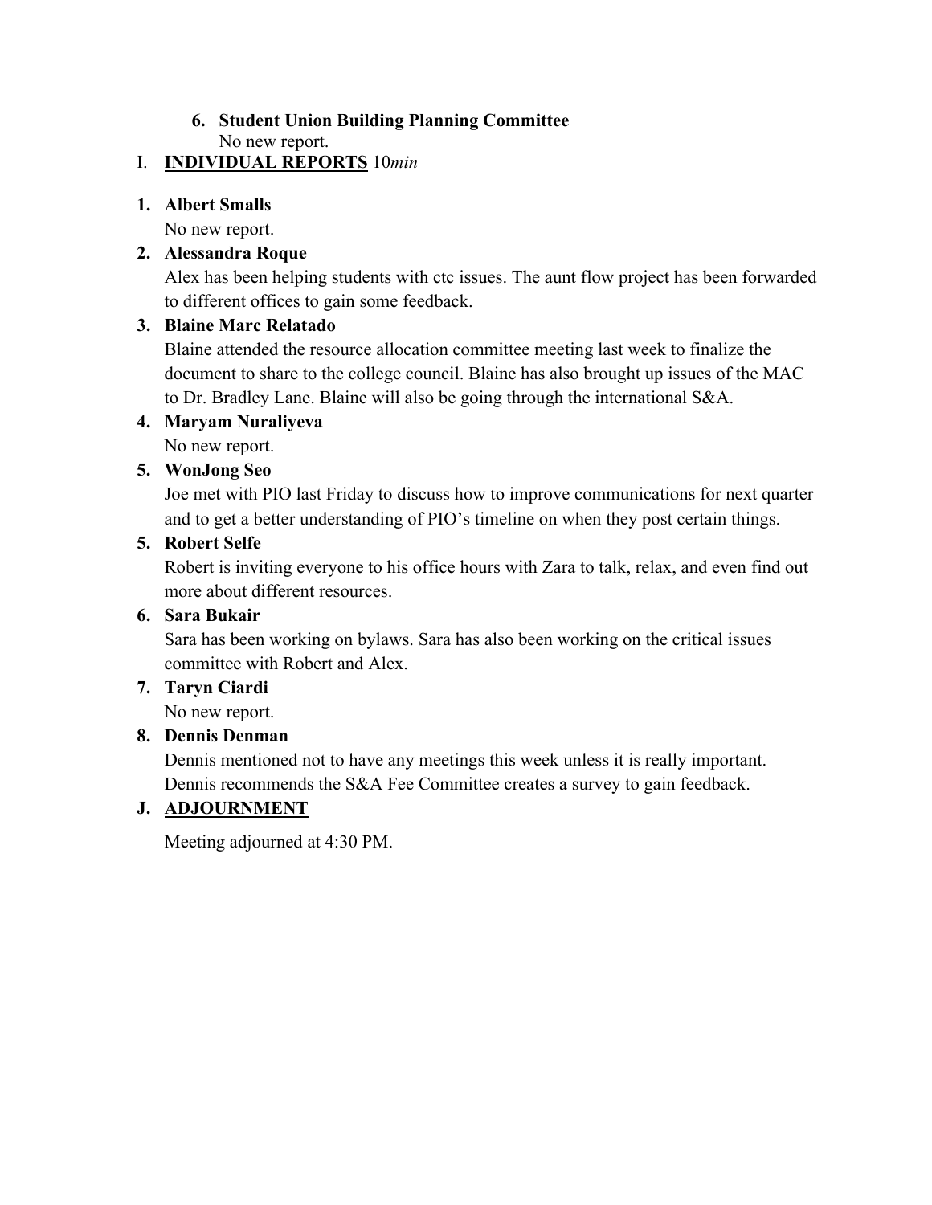6. **Student Union Building Planning Committee**
   No new report.

I. **INDIVIDUAL REPORTS** *10min*

1. **Albert Smalls**
   No new report.
2. **Alessandra Roque**
   Alex has been helping students with ctc issues. The aunt flow project has been forwarded to different offices to gain some feedback.
3. **Blaine Marc Relatado**
   Blaine attended the resource allocation committee meeting last week to finalize the document to share to the college council. Blaine has also brought up issues of the MAC to Dr. Bradley Lane. Blaine will also be going through the international S&A.
4. **Maryam Nuraliyeva**
   No new report.
5. **WonJong Seo**
   Joe met with PIO last Friday to discuss how to improve communications for next quarter and to get a better understanding of PIO's timeline on when they post certain things.
5. **Robert Selfe**
   Robert is inviting everyone to his office hours with Zara to talk, relax, and even find out more about different resources.
6. **Sara Bukair**
   Sara has been working on bylaws. Sara has also been working on the critical issues committee with Robert and Alex.
7. **Taryn Ciardi**
   No new report.
8. **Dennis Denman**
   Dennis mentioned not to have any meetings this week unless it is really important. Dennis recommends the S&A Fee Committee creates a survey to gain feedback.

J. **ADJOURNMENT**

Meeting adjourned at 4:30 PM.